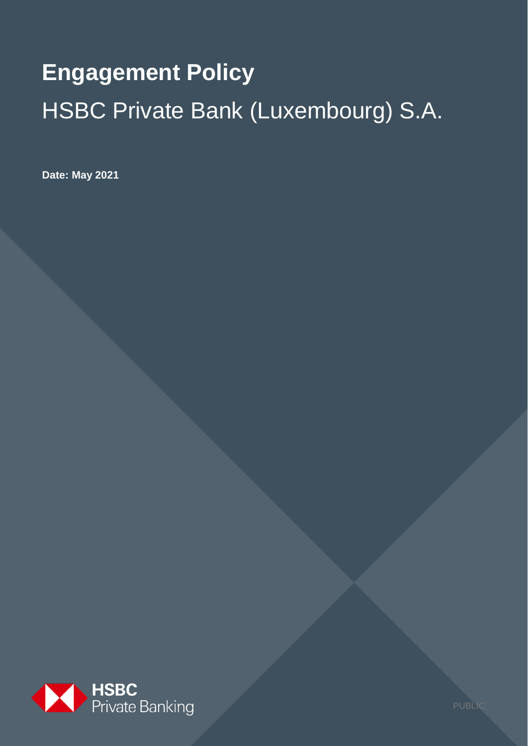# Engagement Policy

## HSBC Private Bank (Luxembourg) S.A.

**Date: May 2021**

HSBC Private Banking

PUBLIC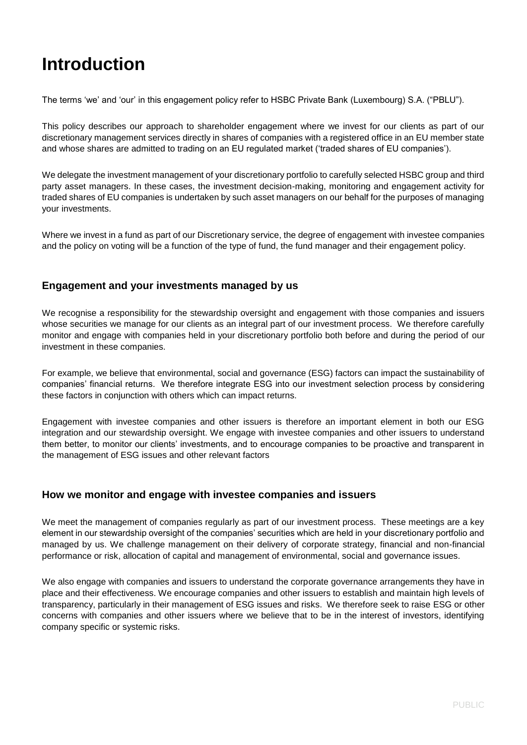# Introduction

The terms 'we' and 'our' in this engagement policy refer to HSBC Private Bank (Luxembourg) S.A. ("PBLU").

This policy describes our approach to shareholder engagement where we invest for our clients as part of our discretionary management services directly in shares of companies with a registered office in an EU member state and whose shares are admitted to trading on an EU regulated market ('traded shares of EU companies').

We delegate the investment management of your discretionary portfolio to carefully selected HSBC group and third party asset managers. In these cases, the investment decision-making, monitoring and engagement activity for traded shares of EU companies is undertaken by such asset managers on our behalf for the purposes of managing your investments.

Where we invest in a fund as part of our Discretionary service, the degree of engagement with investee companies and the policy on voting will be a function of the type of fund, the fund manager and their engagement policy.

## Engagement and your investments managed by us

We recognise a responsibility for the stewardship oversight and engagement with those companies and issuers whose securities we manage for our clients as an integral part of our investment process. We therefore carefully monitor and engage with companies held in your discretionary portfolio both before and during the period of our investment in these companies.

For example, we believe that environmental, social and governance (ESG) factors can impact the sustainability of companies' financial returns. We therefore integrate ESG into our investment selection process by considering these factors in conjunction with others which can impact returns.

Engagement with investee companies and other issuers is therefore an important element in both our ESG integration and our stewardship oversight. We engage with investee companies and other issuers to understand them better, to monitor our clients' investments, and to encourage companies to be proactive and transparent in the management of ESG issues and other relevant factors

## How we monitor and engage with investee companies and issuers

We meet the management of companies regularly as part of our investment process. These meetings are a key element in our stewardship oversight of the companies' securities which are held in your discretionary portfolio and managed by us. We challenge management on their delivery of corporate strategy, financial and non-financial performance or risk, allocation of capital and management of environmental, social and governance issues.

We also engage with companies and issuers to understand the corporate governance arrangements they have in place and their effectiveness. We encourage companies and other issuers to establish and maintain high levels of transparency, particularly in their management of ESG issues and risks. We therefore seek to raise ESG or other concerns with companies and other issuers where we believe that to be in the interest of investors, identifying company specific or systemic risks.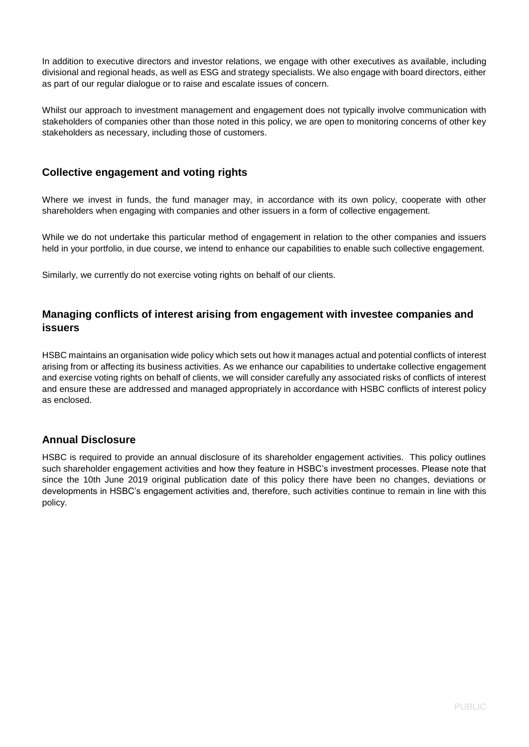In addition to executive directors and investor relations, we engage with other executives as available, including divisional and regional heads, as well as ESG and strategy specialists. We also engage with board directors, either as part of our regular dialogue or to raise and escalate issues of concern.

Whilst our approach to investment management and engagement does not typically involve communication with stakeholders of companies other than those noted in this policy, we are open to monitoring concerns of other key stakeholders as necessary, including those of customers.

## Collective engagement and voting rights

Where we invest in funds, the fund manager may, in accordance with its own policy, cooperate with other shareholders when engaging with companies and other issuers in a form of collective engagement.

While we do not undertake this particular method of engagement in relation to the other companies and issuers held in your portfolio, in due course, we intend to enhance our capabilities to enable such collective engagement.

Similarly, we currently do not exercise voting rights on behalf of our clients.

## Managing conflicts of interest arising from engagement with investee companies and issuers

HSBC maintains an organisation wide policy which sets out how it manages actual and potential conflicts of interest arising from or affecting its business activities. As we enhance our capabilities to undertake collective engagement and exercise voting rights on behalf of clients, we will consider carefully any associated risks of conflicts of interest and ensure these are addressed and managed appropriately in accordance with HSBC conflicts of interest policy as enclosed.

## Annual Disclosure

HSBC is required to provide an annual disclosure of its shareholder engagement activities. This policy outlines such shareholder engagement activities and how they feature in HSBC's investment processes. Please note that since the 10th June 2019 original publication date of this policy there have been no changes, deviations or developments in HSBC's engagement activities and, therefore, such activities continue to remain in line with this policy.